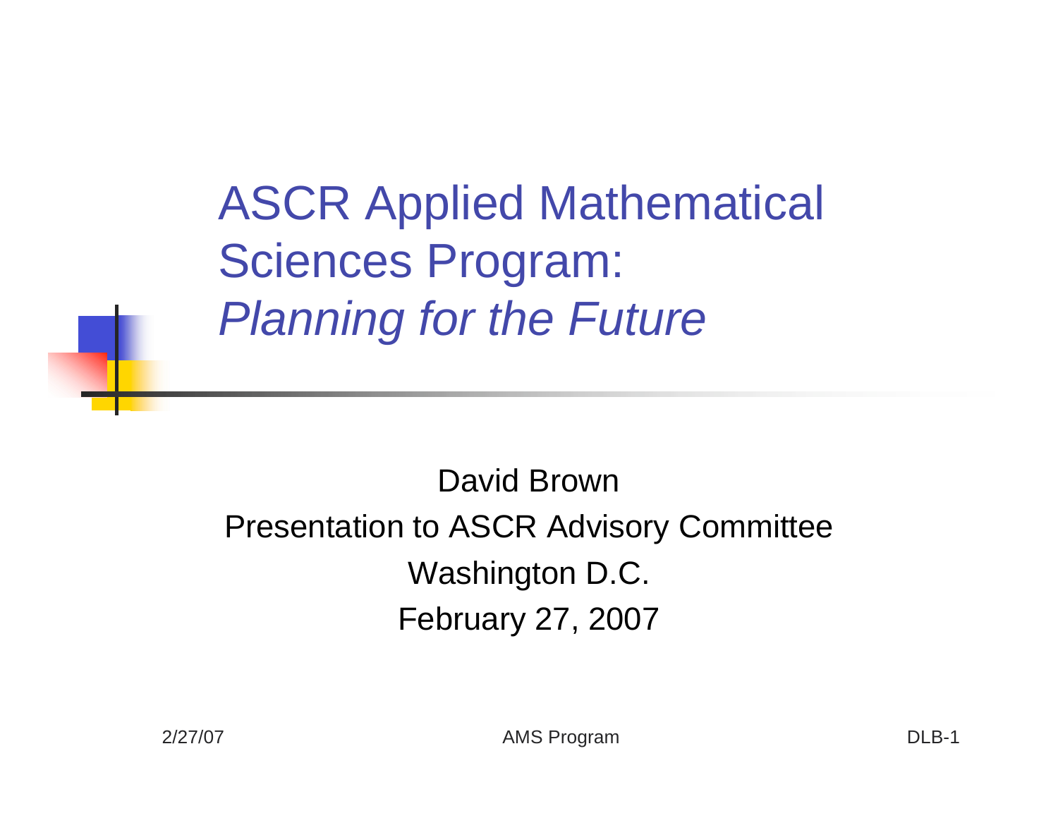# ASCR Applied Mathematical Sciences Program: *Planning for the Future*

David Brown

Presentation to ASCR Advisory Committee

Washington D.C.

February 27, 2007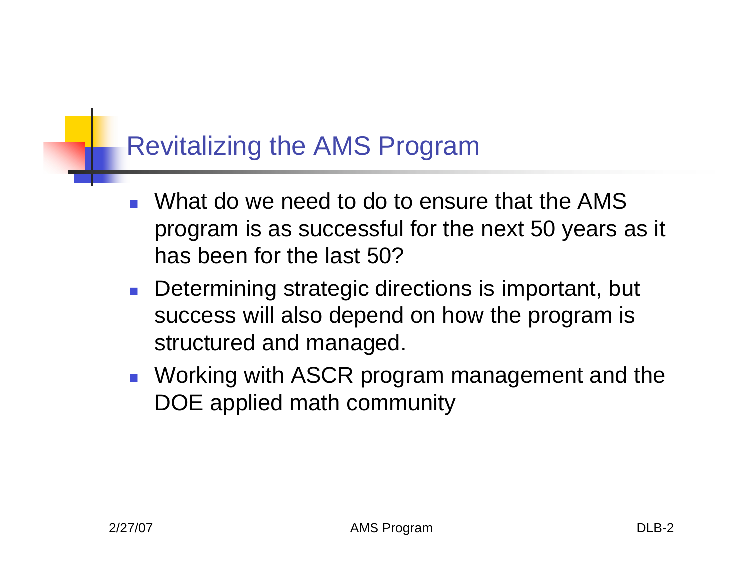# Revitalizing the AMS Program

- What do we need to do to ensure that the AMS program is as successful for the next 50 years as it has been for the last 50?
- Determining strategic directions is important, but success will also depend on how the program is structured and managed.
- Working with ASCR program management and the DOE applied math community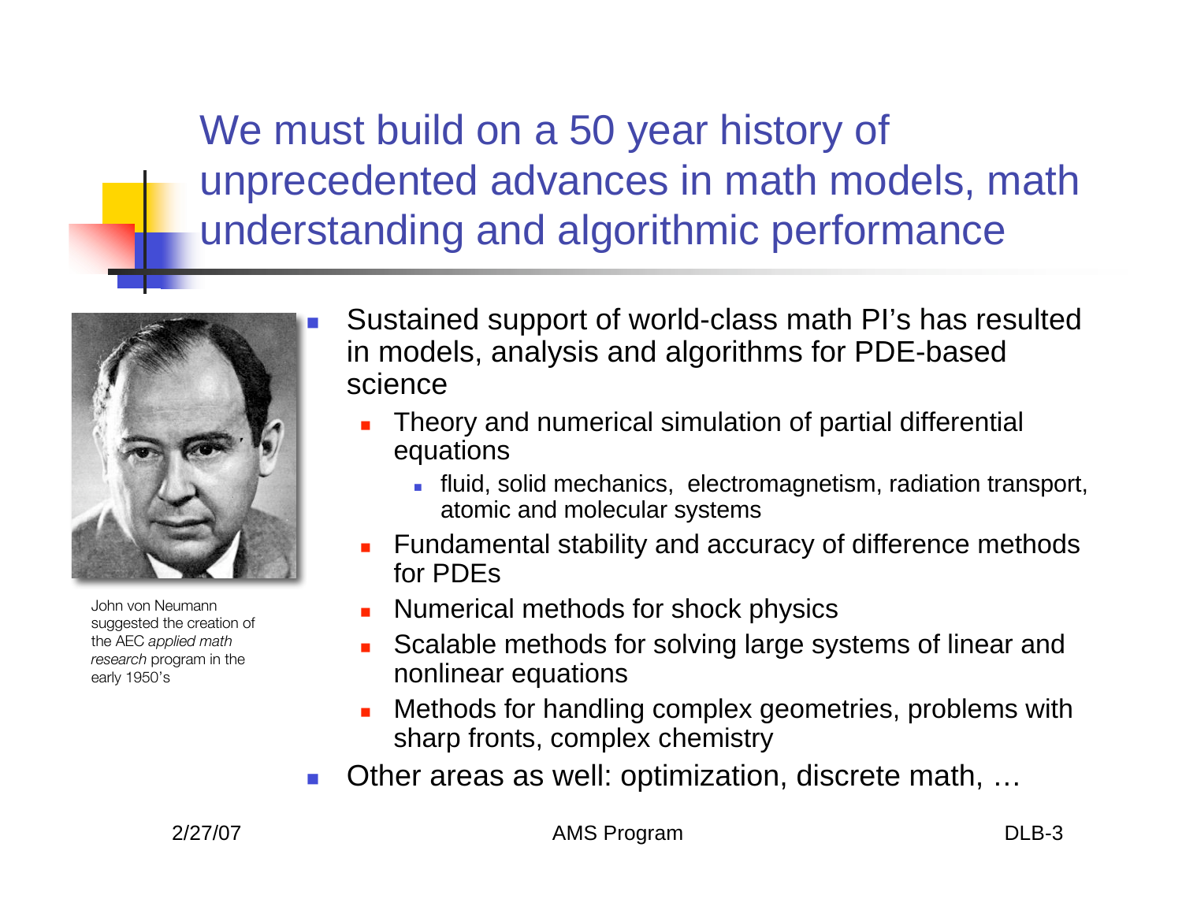# We must build on a 50 year history of unprecedented advances in math models, math understanding and algorithmic performance

John von Neumann suggested the creation of the AEC *applied math research* program in the early 1950's

- Sustained support of world-class math PI's has resulted in models, analysis and algorithms for PDE-based science
  - Theory and numerical simulation of partial differential equations
    - fluid, solid mechanics, electromagnetism, radiation transport, atomic and molecular systems
  - Fundamental stability and accuracy of difference methods for PDEs
  - Numerical methods for shock physics
  - Scalable methods for solving large systems of linear and nonlinear equations
  - Methods for handling complex geometries, problems with sharp fronts, complex chemistry
- Other areas as well: optimization, discrete math, …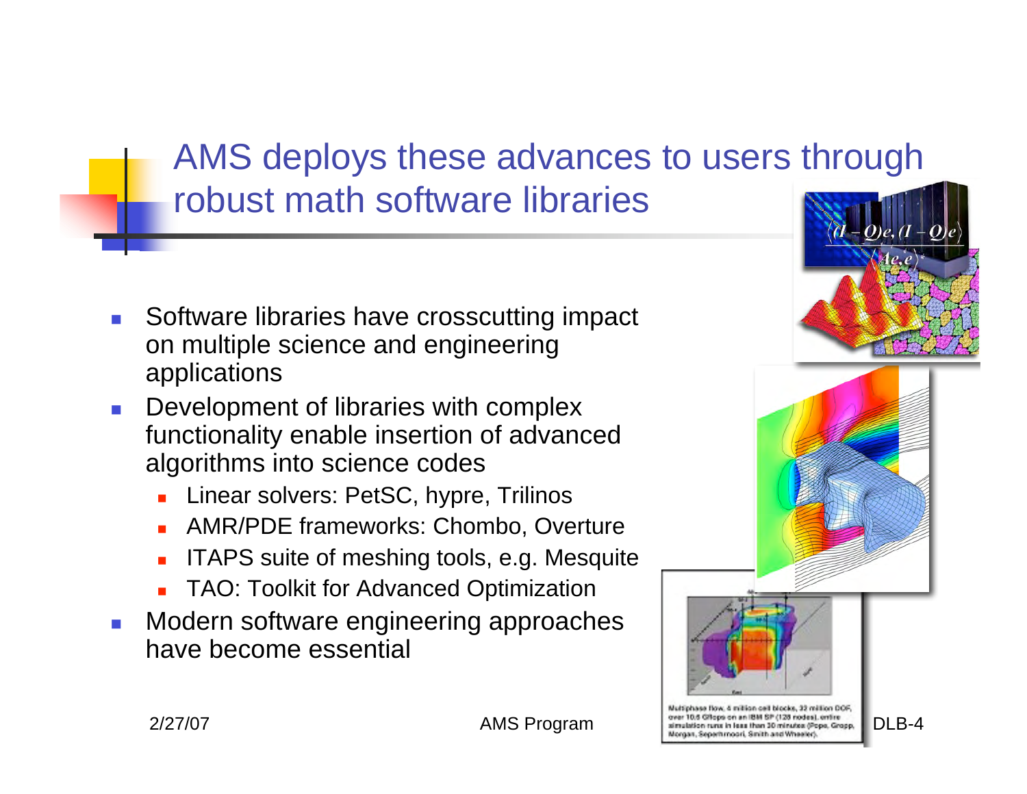# AMS deploys these advances to users through robust math software libraries

- Software libraries have crosscutting impact on multiple science and engineering applications
- Development of libraries with complex functionality enable insertion of advanced algorithms into science codes
  - Linear solvers: PetSC, hypre, Trilinos
  - AMR/PDE frameworks: Chombo, Overture
  - ITAPS suite of meshing tools, e.g. Mesquite
  - TAO: Toolkit for Advanced Optimization
- Modern software engineering approaches have become essential

Multiphase flow, 4 million cell blocks, 32 million DOF, over 10.6 Gflops on an IBM SP (128 nodes), entire simulation runs in less than 30 minutes (Pope, Gropp, Morgan, Seperhrnoori, Smith and Wheeler).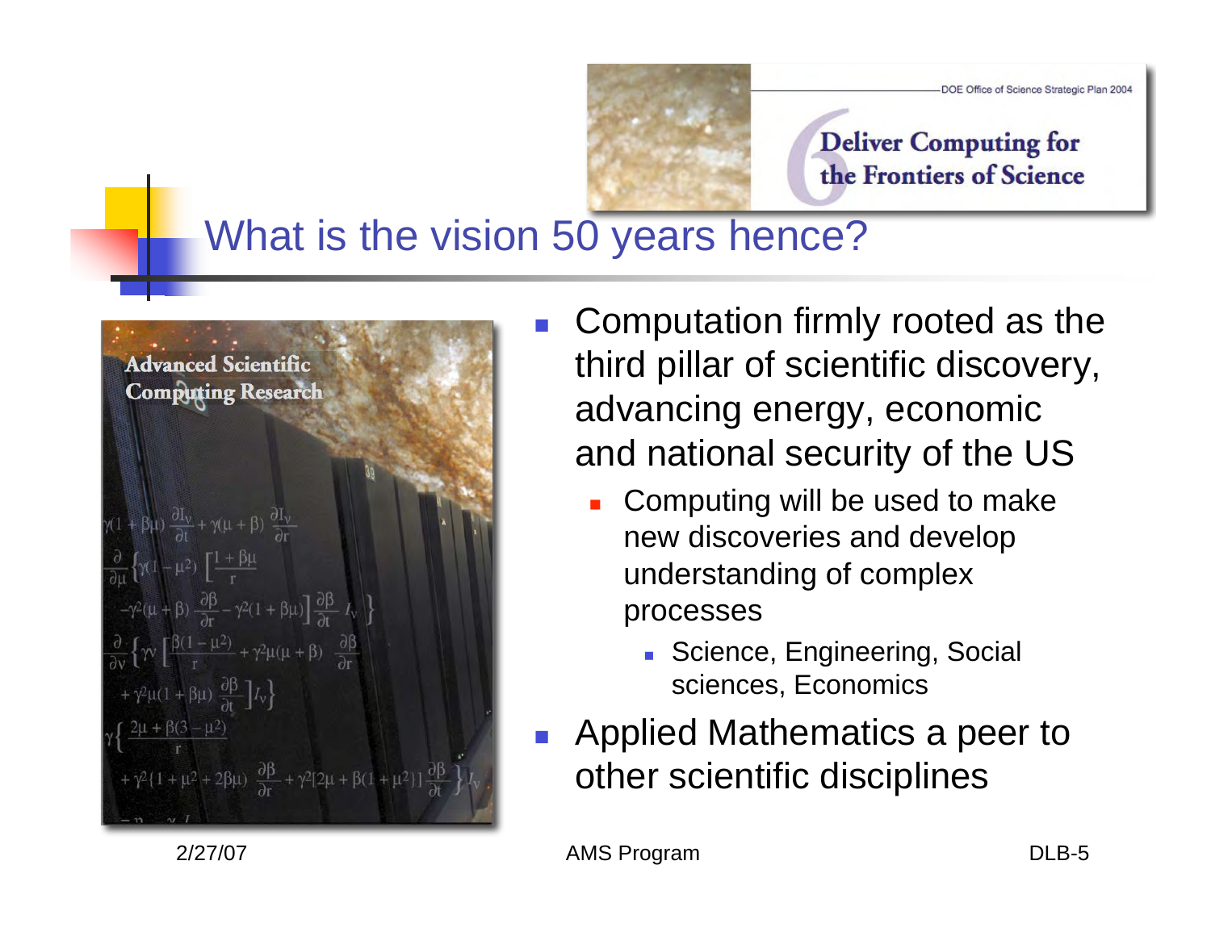DOE Office of Science Strategic Plan 2004

**6 Deliver Computing for the Frontiers of Science**

# What is the vision 50 years hence?

**Advanced Scientific Computing Research**

- Computation firmly rooted as the third pillar of scientific discovery, advancing energy, economic and national security of the US
  - Computing will be used to make new discoveries and develop understanding of complex processes
    - Science, Engineering, Social sciences, Economics
- Applied Mathematics a peer to other scientific disciplines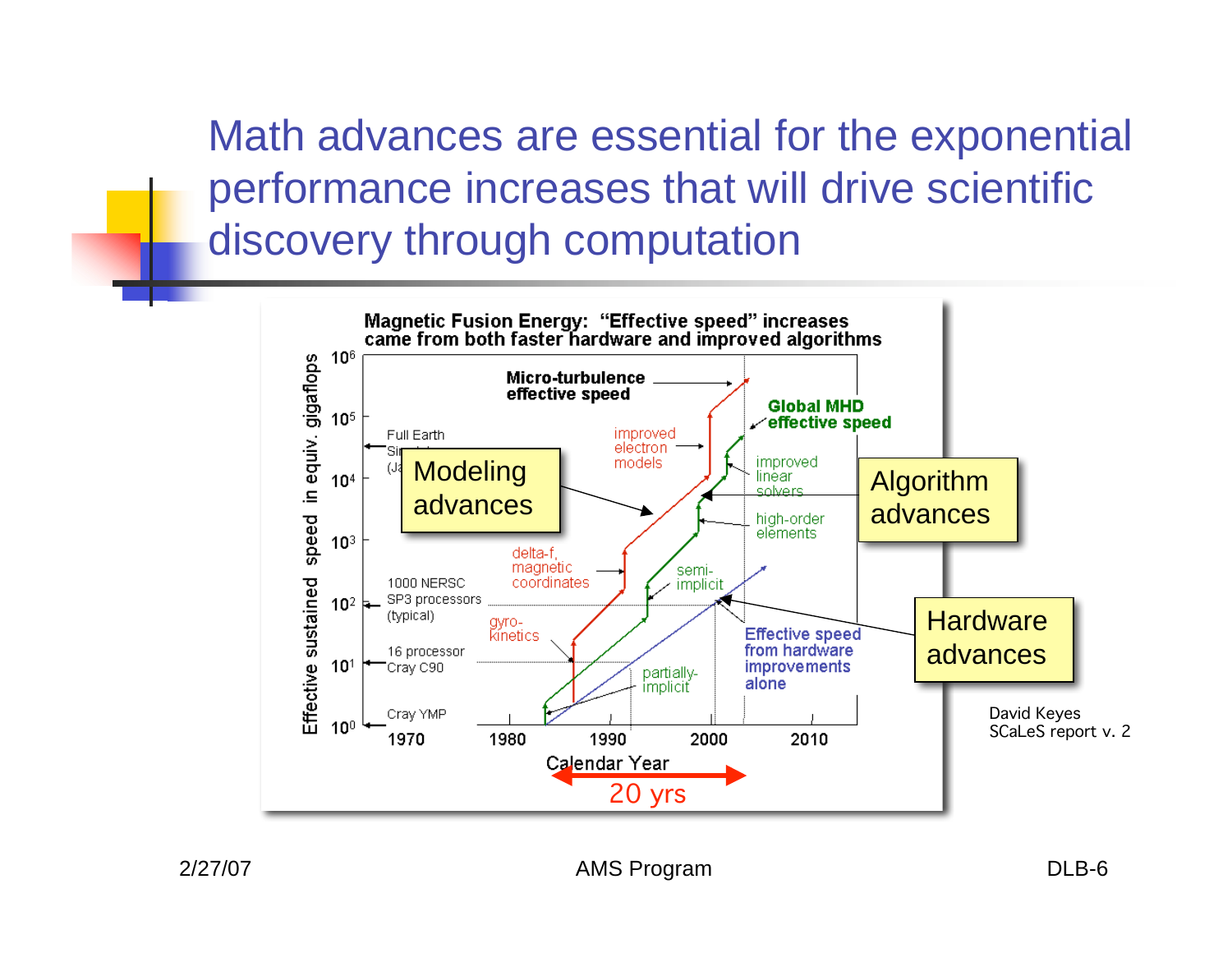# Math advances are essential for the exponential performance increases that will drive scientific discovery through computation

**Magnetic Fusion Energy: "Effective speed" increases came from both faster hardware and improved algorithms**

Effective sustained speed in equiv. gigaflops

$10^0$, $10^1$, $10^2$, $10^3$, $10^4$, $10^5$, $10^6$

Calendar Year: 1970, 1980, 1990, 2000, 2010

20 yrs

- **Micro-turbulence effective speed**
- **Global MHD effective speed**
- Full Earth Simulator (Japan)
- 1000 NERSC SP3 processors (typical)
- 16 processor Cray C90
- Cray YMP
- improved electron models
- delta-f, magnetic coordinates
- gyro-kinetics
- improved linear solvers
- high-order elements
- semi-implicit
- partially-implicit
- **Effective speed from hardware improvements alone**

Modeling advances

Algorithm advances

Hardware advances

David Keyes
SCaLeS report v. 2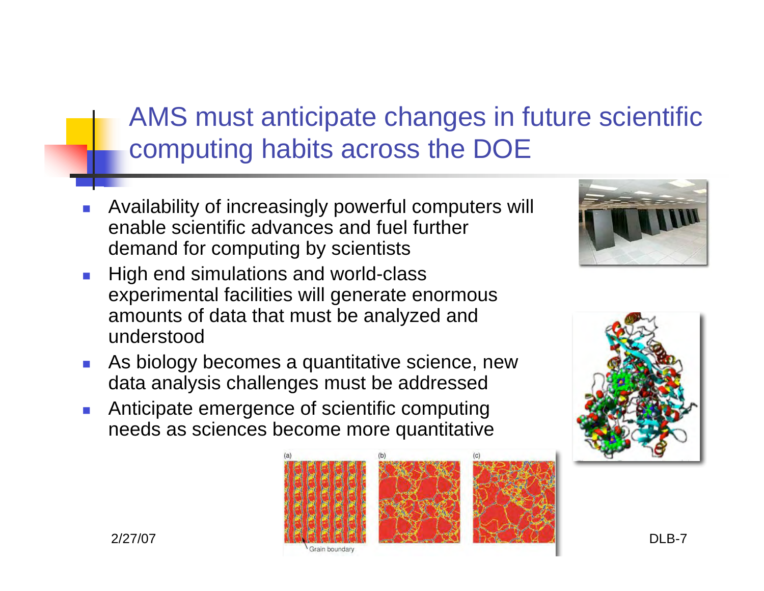# AMS must anticipate changes in future scientific computing habits across the DOE

- Availability of increasingly powerful computers will enable scientific advances and fuel further demand for computing by scientists
- High end simulations and world-class experimental facilities will generate enormous amounts of data that must be analyzed and understood
- As biology becomes a quantitative science, new data analysis challenges must be addressed
- Anticipate emergence of scientific computing needs as sciences become more quantitative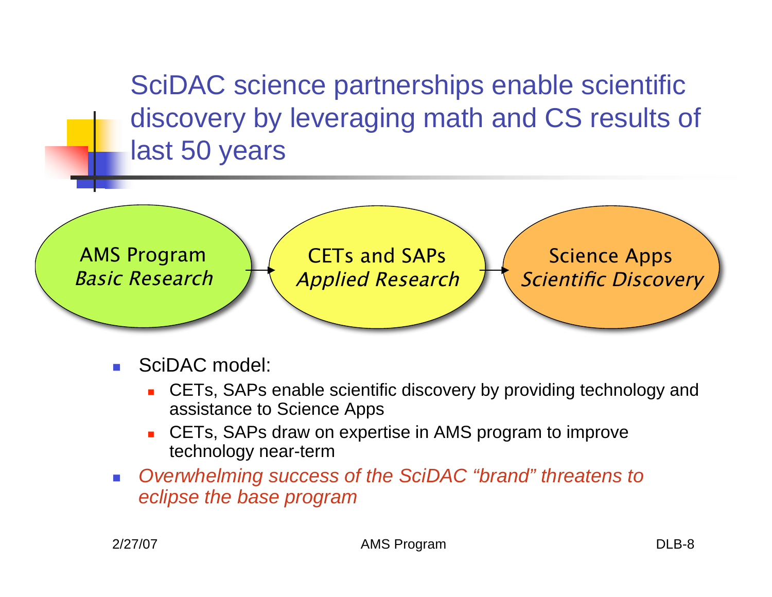# SciDAC science partnerships enable scientific discovery by leveraging math and CS results of last 50 years

AMS Program *Basic Research* → CETs and SAPs *Applied Research* → Science Apps *Scientific Discovery*

- SciDAC model:
  - CETs, SAPs enable scientific discovery by providing technology and assistance to Science Apps
  - CETs, SAPs draw on expertise in AMS program to improve technology near-term
- *Overwhelming success of the SciDAC "brand" threatens to eclipse the base program*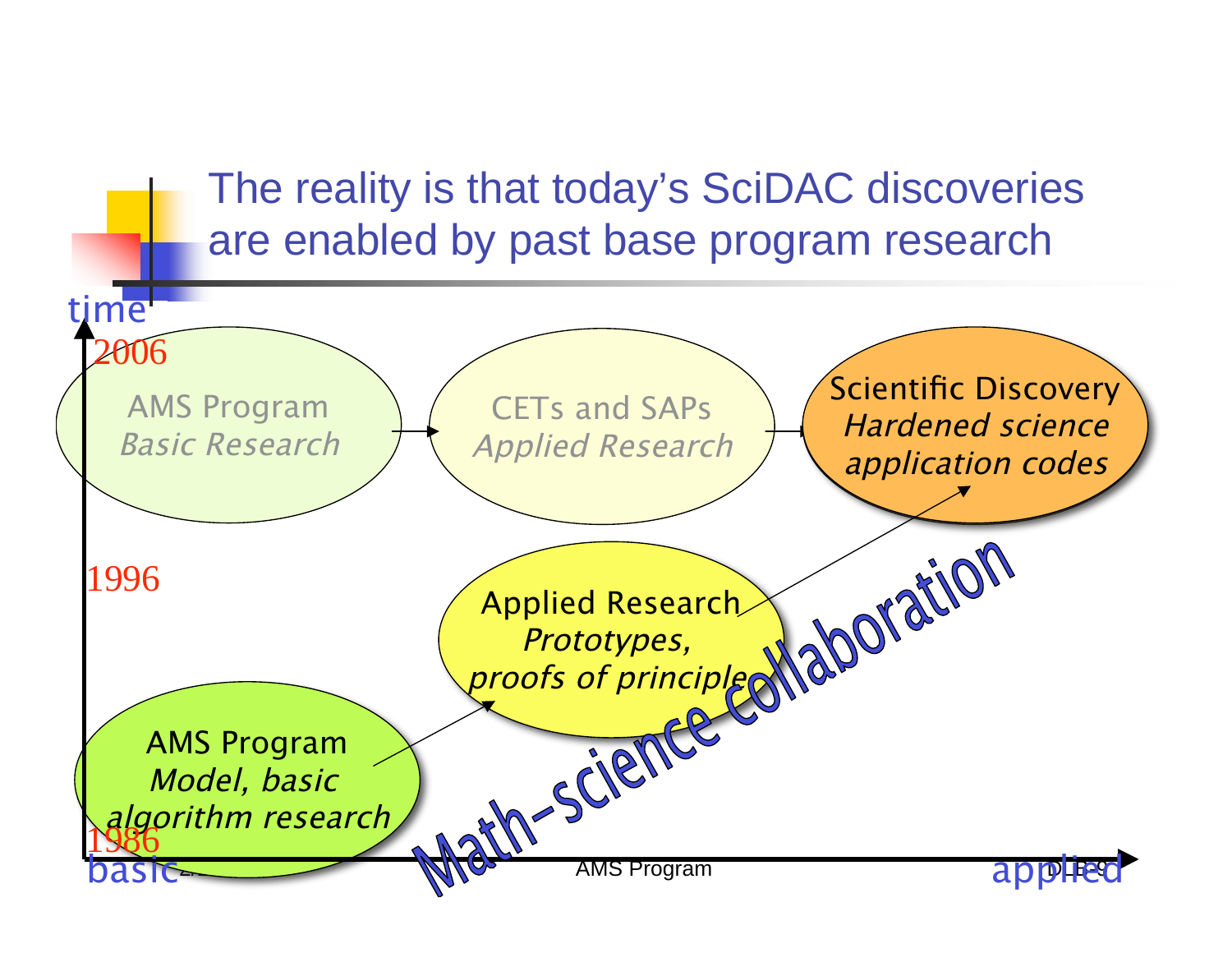# The reality is that today's SciDAC discoveries are enabled by past base program research

time

2006

AMS Program
*Basic Research*

CETs and SAPs
*Applied Research*

Scientific Discovery
*Hardened science application codes*

1996

Applied Research
*Prototypes, proofs of principle*

AMS Program
*Model, basic algorithm research*

1986

Math-science collaboration

basic

applied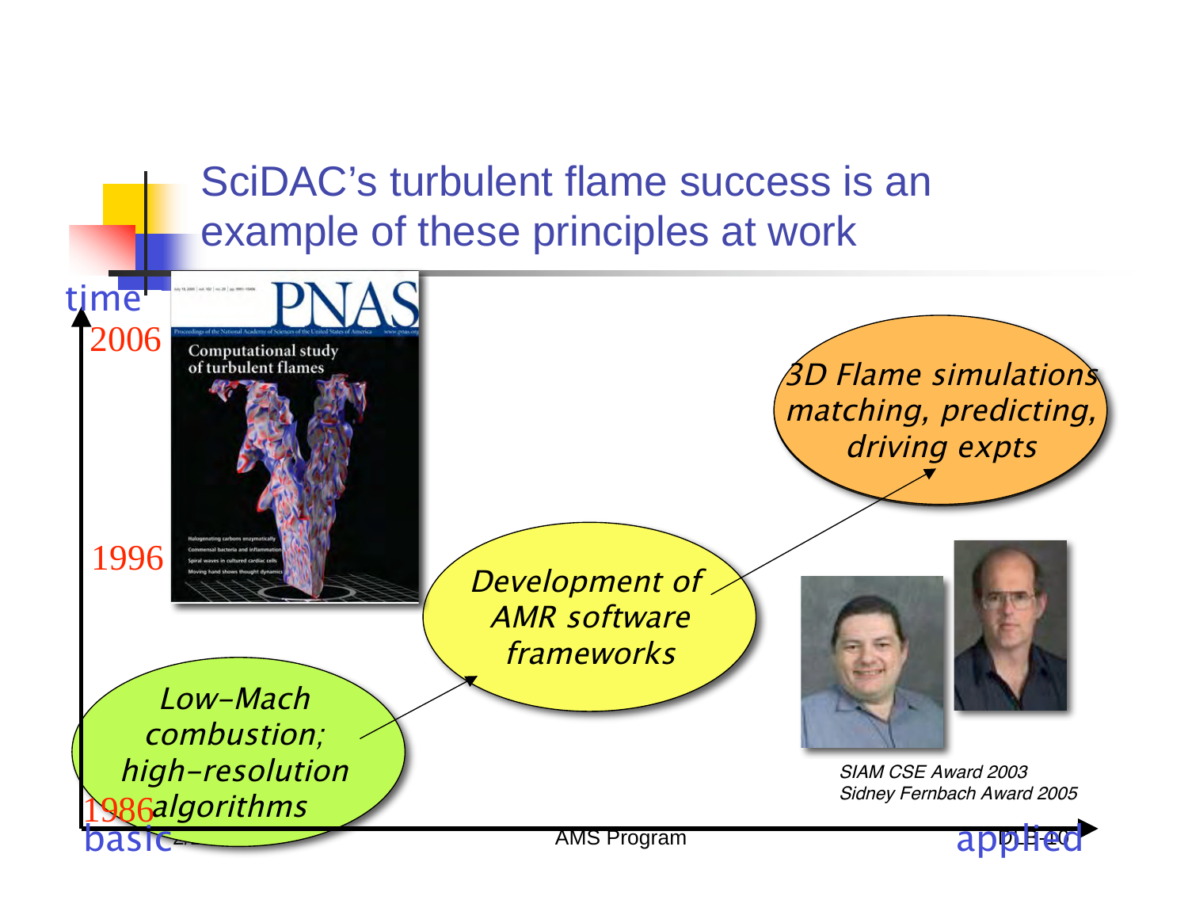# SciDAC's turbulent flame success is an example of these principles at work

time

2006

1996

1986

*Low-Mach combustion; high-resolution algorithms*

*Development of AMR software frameworks*

*3D Flame simulations matching, predicting, driving expts*

PNAS

Computational study of turbulent flames

*SIAM CSE Award 2003*
*Sidney Fernbach Award 2005*

basic

applied

AMS Program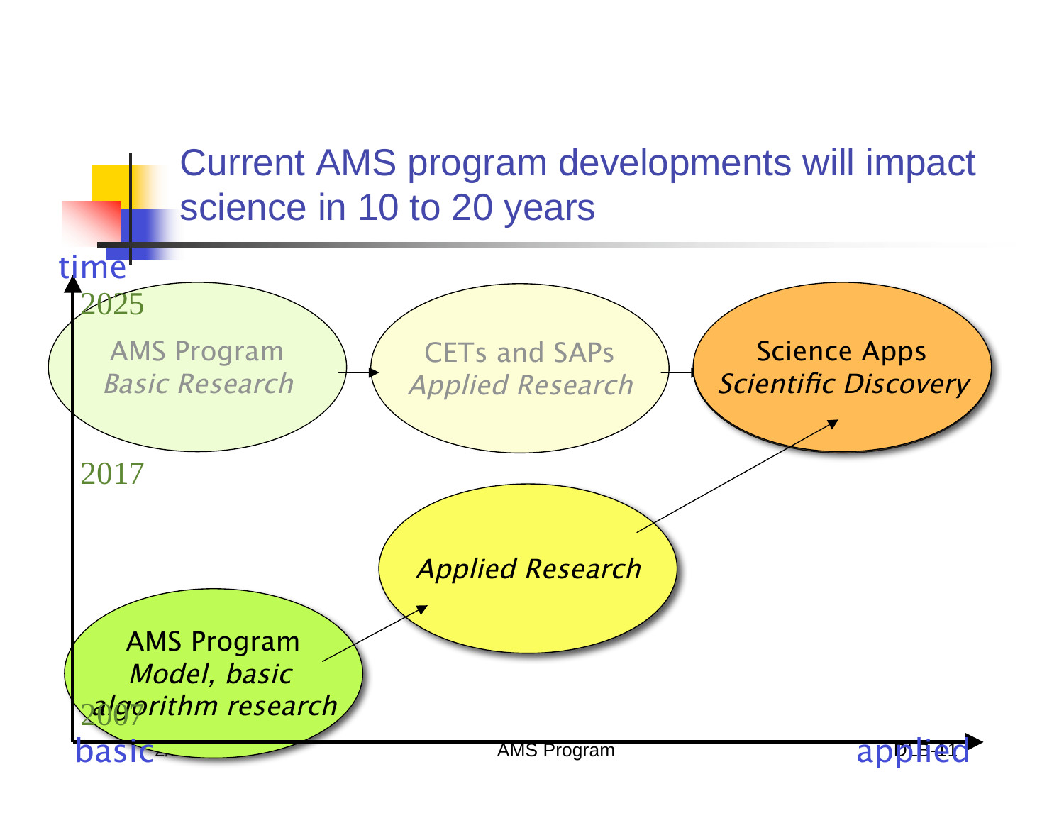# Current AMS program developments will impact science in 10 to 20 years

time

2025

AMS Program
*Basic Research*

CETs and SAPs
*Applied Research*

Science Apps
*Scientific Discovery*

2017

*Applied Research*

AMS Program
*Model, basic algorithm research*

2007

basic

applied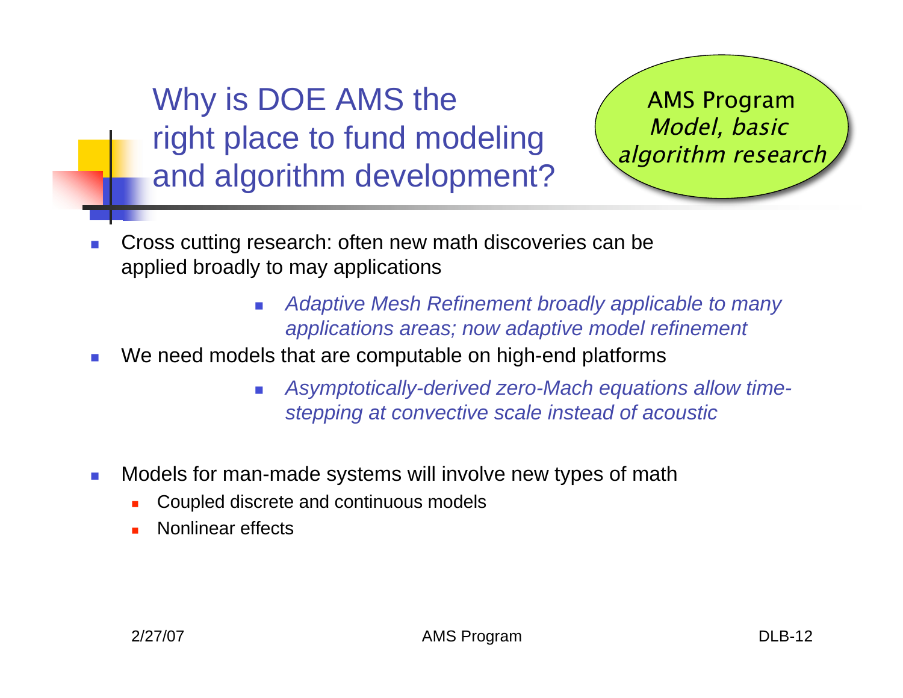# Why is DOE AMS the right place to fund modeling and algorithm development?

AMS Program
*Model, basic algorithm research*

- Cross cutting research: often new math discoveries can be applied broadly to may applications
  - *Adaptive Mesh Refinement broadly applicable to many applications areas; now adaptive model refinement*
- We need models that are computable on high-end platforms
  - *Asymptotically-derived zero-Mach equations allow time-stepping at convective scale instead of acoustic*
- Models for man-made systems will involve new types of math
  - Coupled discrete and continuous models
  - Nonlinear effects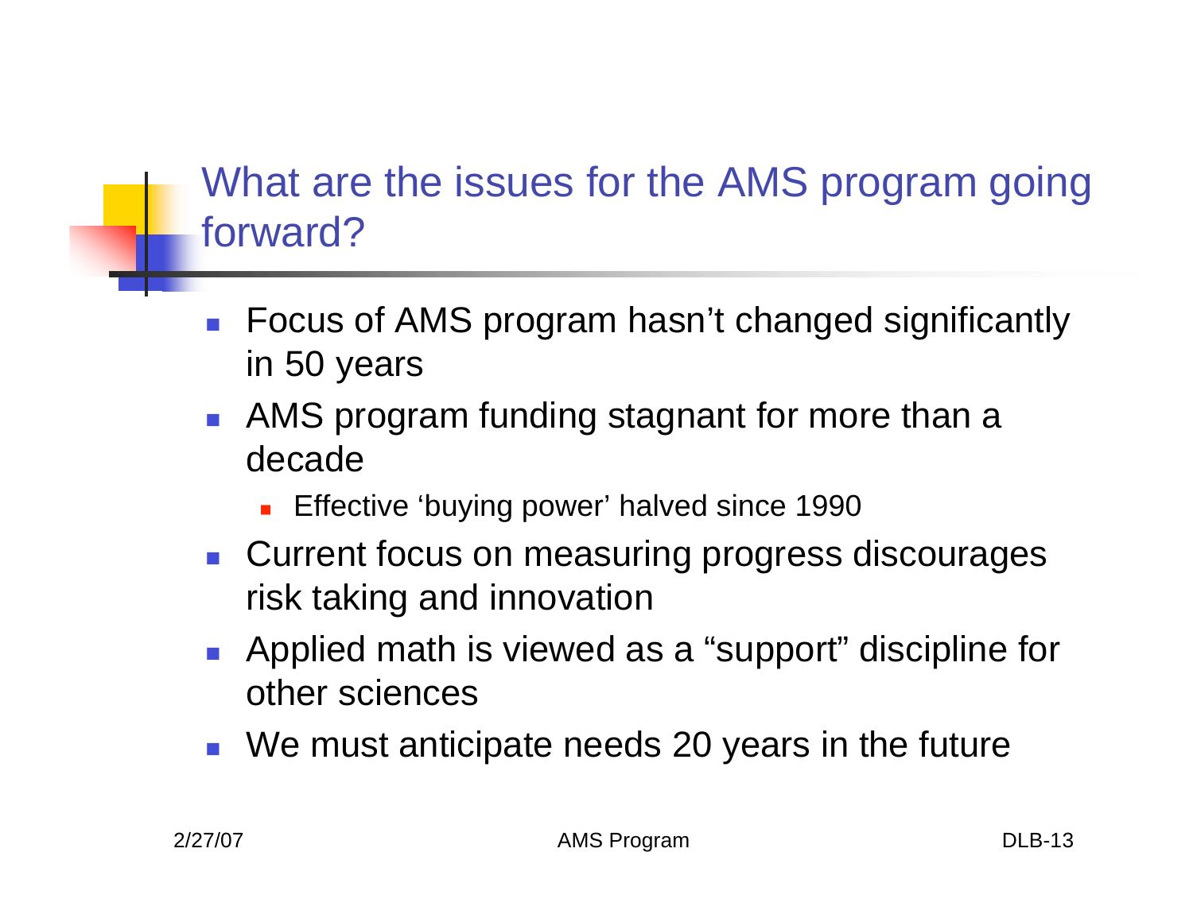## What are the issues for the AMS program going forward?

- Focus of AMS program hasn't changed significantly in 50 years
- AMS program funding stagnant for more than a decade
  - Effective 'buying power' halved since 1990
- Current focus on measuring progress discourages risk taking and innovation
- Applied math is viewed as a "support" discipline for other sciences
- We must anticipate needs 20 years in the future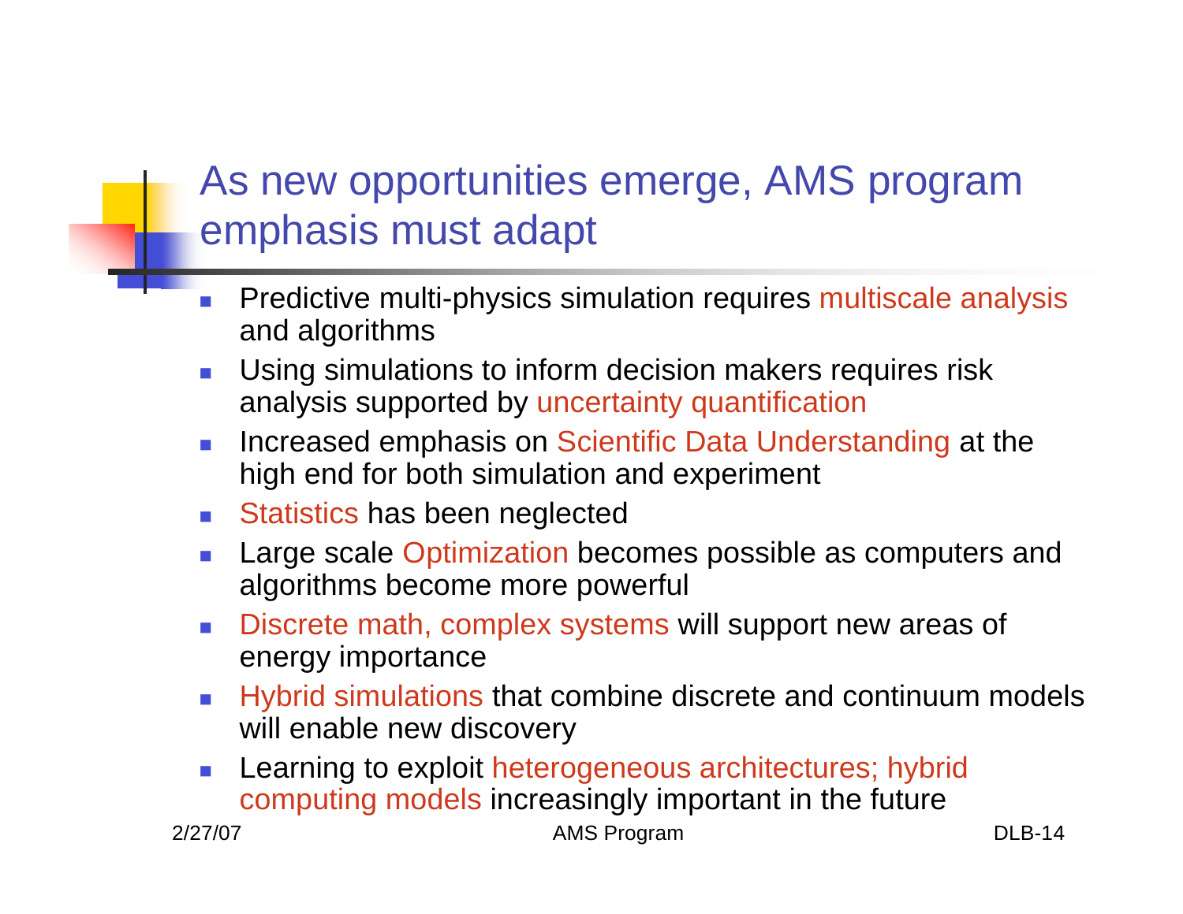# As new opportunities emerge, AMS program emphasis must adapt

- Predictive multi-physics simulation requires multiscale analysis and algorithms
- Using simulations to inform decision makers requires risk analysis supported by uncertainty quantification
- Increased emphasis on Scientific Data Understanding at the high end for both simulation and experiment
- Statistics has been neglected
- Large scale Optimization becomes possible as computers and algorithms become more powerful
- Discrete math, complex systems will support new areas of energy importance
- Hybrid simulations that combine discrete and continuum models will enable new discovery
- Learning to exploit heterogeneous architectures; hybrid computing models increasingly important in the future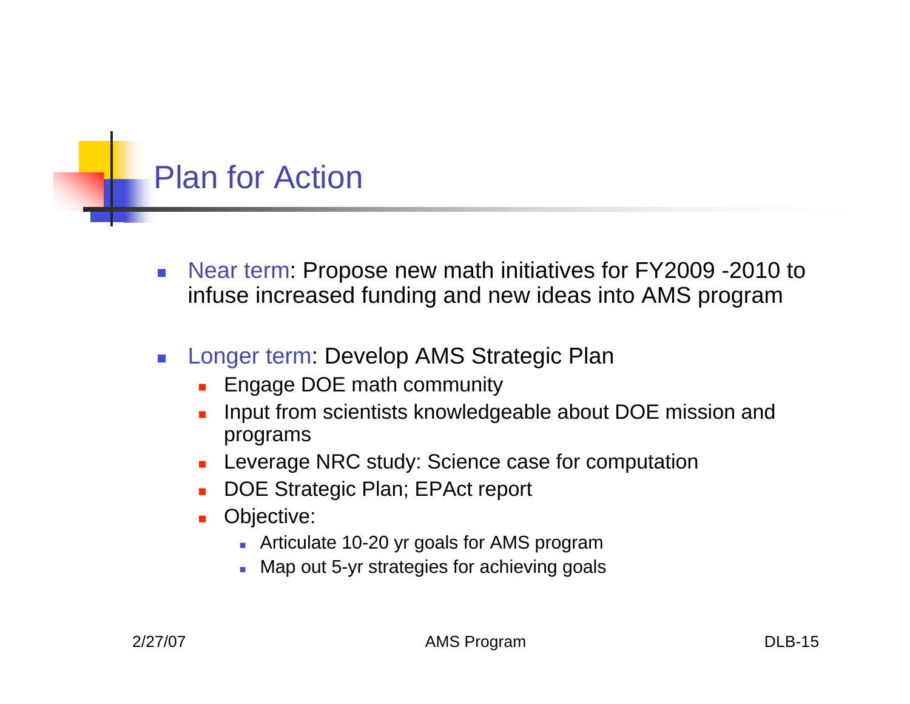# Plan for Action

- Near term: Propose new math initiatives for FY2009 -2010 to infuse increased funding and new ideas into AMS program
- Longer term: Develop AMS Strategic Plan
  - Engage DOE math community
  - Input from scientists knowledgeable about DOE mission and programs
  - Leverage NRC study: Science case for computation
  - DOE Strategic Plan; EPAct report
  - Objective:
    - Articulate 10-20 yr goals for AMS program
    - Map out 5-yr strategies for achieving goals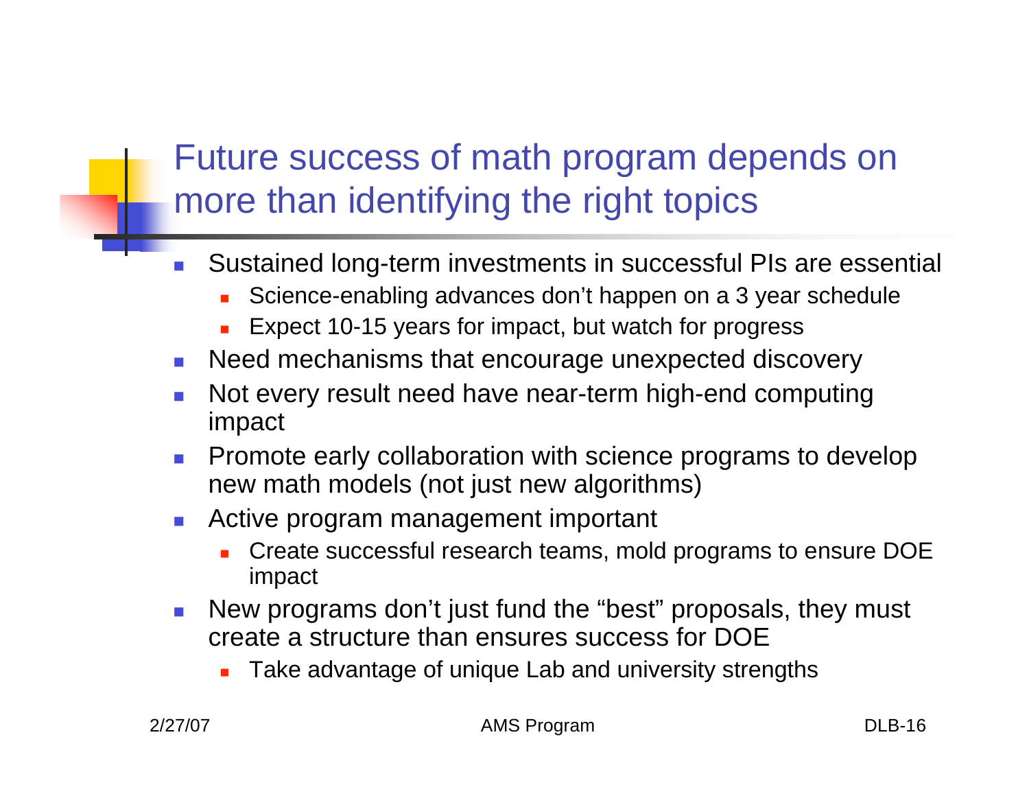# Future success of math program depends on more than identifying the right topics

- Sustained long-term investments in successful PIs are essential
  - Science-enabling advances don’t happen on a 3 year schedule
  - Expect 10-15 years for impact, but watch for progress
- Need mechanisms that encourage unexpected discovery
- Not every result need have near-term high-end computing impact
- Promote early collaboration with science programs to develop new math models (not just new algorithms)
- Active program management important
  - Create successful research teams, mold programs to ensure DOE impact
- New programs don’t just fund the “best” proposals, they must create a structure than ensures success for DOE
  - Take advantage of unique Lab and university strengths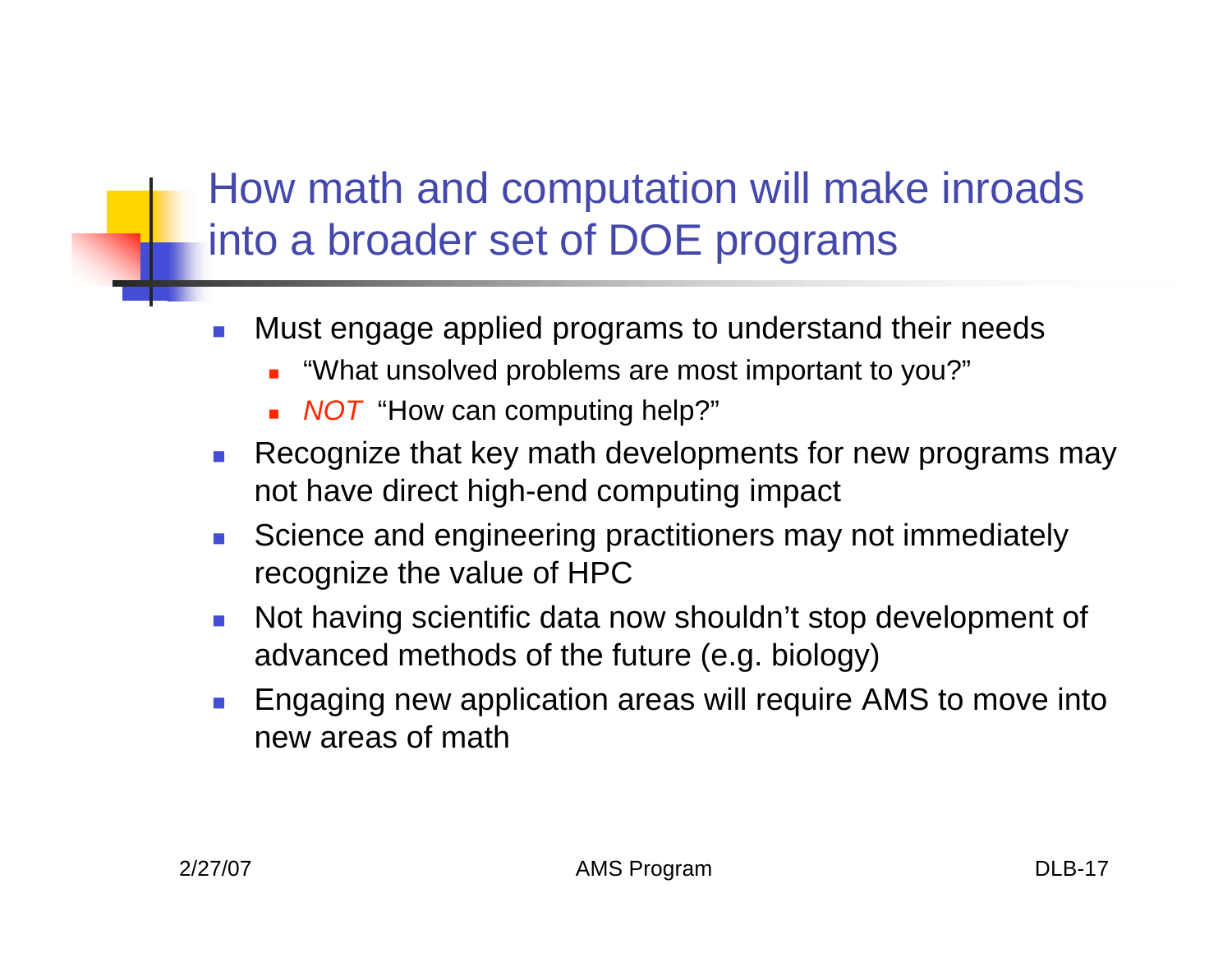## How math and computation will make inroads into a broader set of DOE programs

- Must engage applied programs to understand their needs
  - "What unsolved problems are most important to you?"
  - *NOT* "How can computing help?"
- Recognize that key math developments for new programs may not have direct high-end computing impact
- Science and engineering practitioners may not immediately recognize the value of HPC
- Not having scientific data now shouldn't stop development of advanced methods of the future (e.g. biology)
- Engaging new application areas will require AMS to move into new areas of math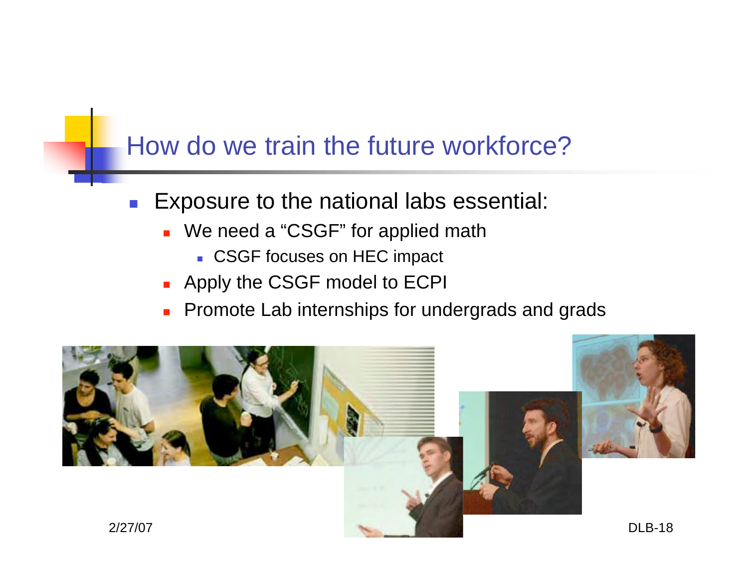## How do we train the future workforce?

- Exposure to the national labs essential:
  - We need a "CSGF" for applied math
    - CSGF focuses on HEC impact
  - Apply the CSGF model to ECPI
  - Promote Lab internships for undergrads and grads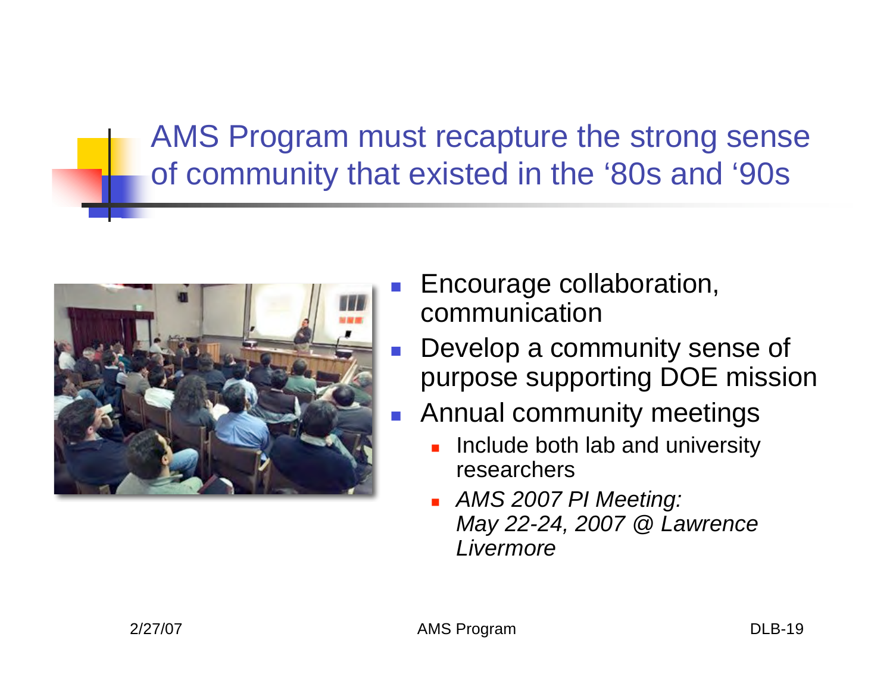# AMS Program must recapture the strong sense of community that existed in the '80s and '90s

- Encourage collaboration, communication
- Develop a community sense of purpose supporting DOE mission
- Annual community meetings
  - Include both lab and university researchers
  - *AMS 2007 PI Meeting: May 22-24, 2007 @ Lawrence Livermore*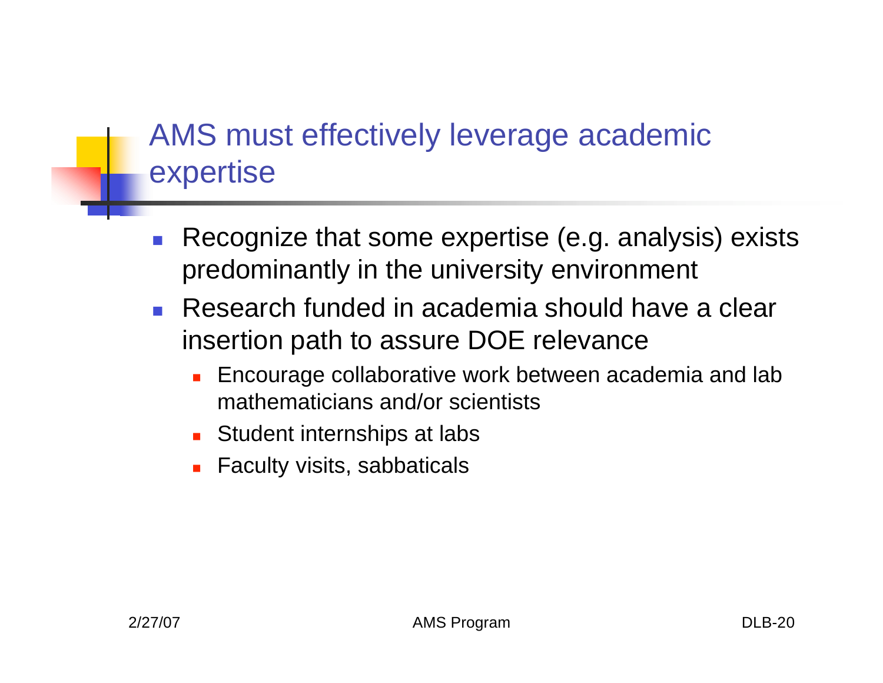# AMS must effectively leverage academic expertise

- Recognize that some expertise (e.g. analysis) exists predominantly in the university environment
- Research funded in academia should have a clear insertion path to assure DOE relevance
  - Encourage collaborative work between academia and lab mathematicians and/or scientists
  - Student internships at labs
  - Faculty visits, sabbaticals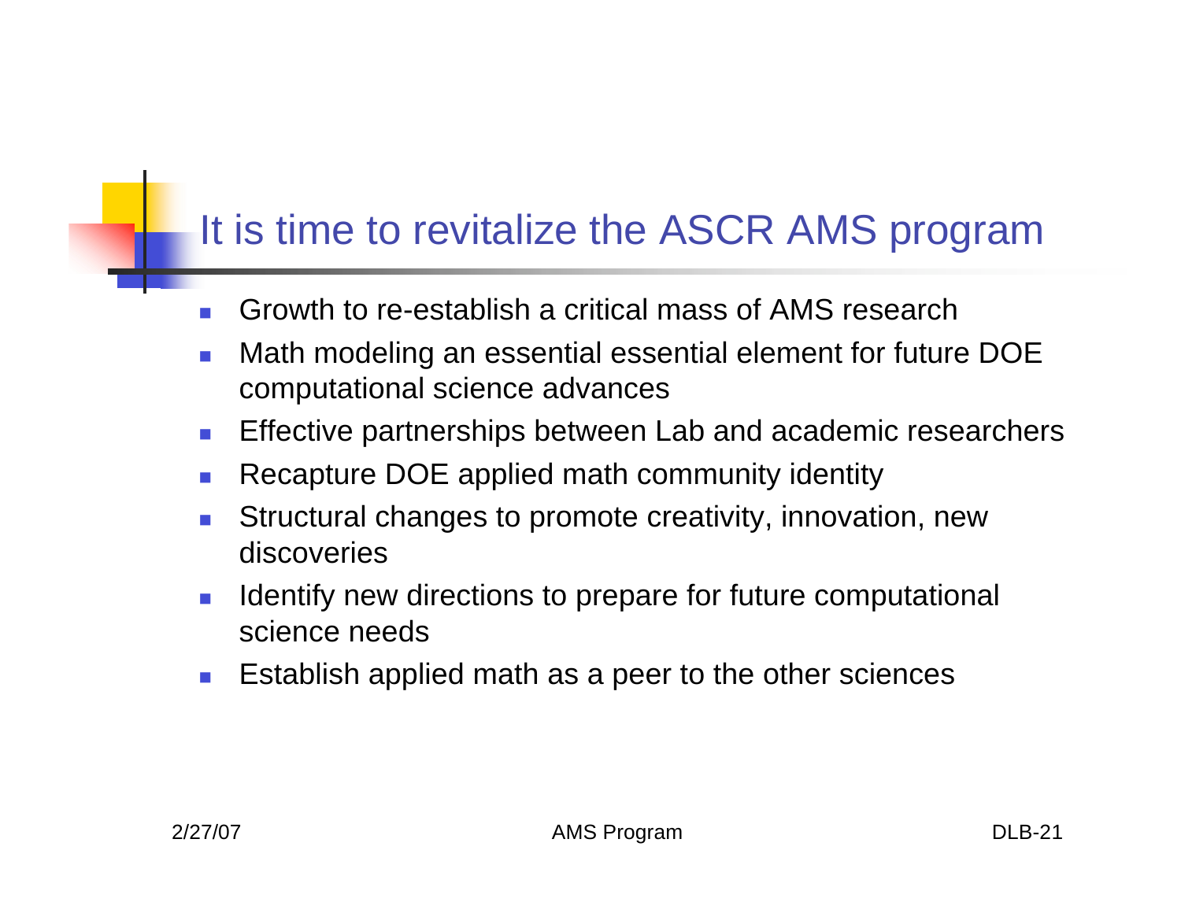# It is time to revitalize the ASCR AMS program

- Growth to re-establish a critical mass of AMS research
- Math modeling an essential essential element for future DOE computational science advances
- Effective partnerships between Lab and academic researchers
- Recapture DOE applied math community identity
- Structural changes to promote creativity, innovation, new discoveries
- Identify new directions to prepare for future computational science needs
- Establish applied math as a peer to the other sciences